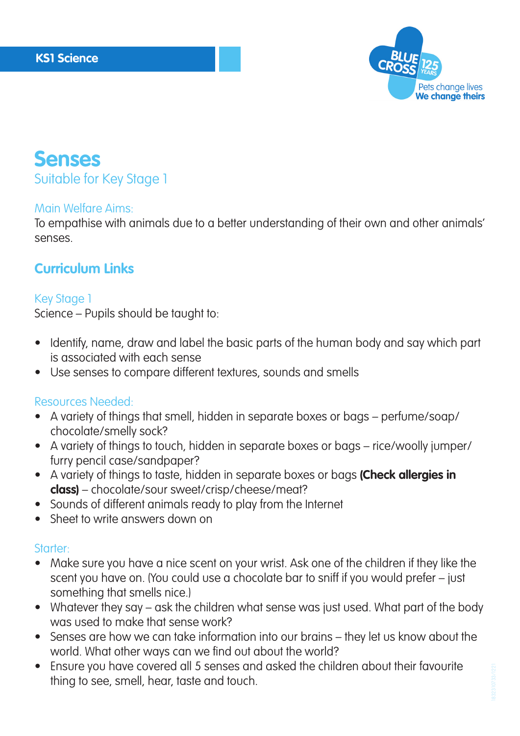KS1 Science

# Senses

Suitable for Key Stage 1

### Main Welfare Aims:

To empathise with animals due to a better understanding of their own and other animals' senses.

## Curriculum Links

### Key Stage 1

Science – Pupils should be taught to:

- Identify, name, draw and label the basic parts of the human body and say which part is associated with each sense
- Use senses to compare different textures, sounds and smells

### Resources Needed:

- A variety of things that smell, hidden in separate boxes or bags – perfume/soap/chocolate/smelly sock?
- A variety of things to touch, hidden in separate boxes or bags – rice/woolly jumper/furry pencil case/sandpaper?
- A variety of things to taste, hidden in separate boxes or bags **(Check allergies in class)** – chocolate/sour sweet/crisp/cheese/meat?
- Sounds of different animals ready to play from the Internet
- Sheet to write answers down on

### Starter:

- Make sure you have a nice scent on your wrist. Ask one of the children if they like the scent you have on. (You could use a chocolate bar to sniff if you would prefer – just something that smells nice.)
- Whatever they say – ask the children what sense was just used. What part of the body was used to make that sense work?
- Senses are how we can take information into our brains – they let us know about the world. What other ways can we find out about the world?
- Ensure you have covered all 5 senses and asked the children about their favourite thing to see, smell, hear, taste and touch.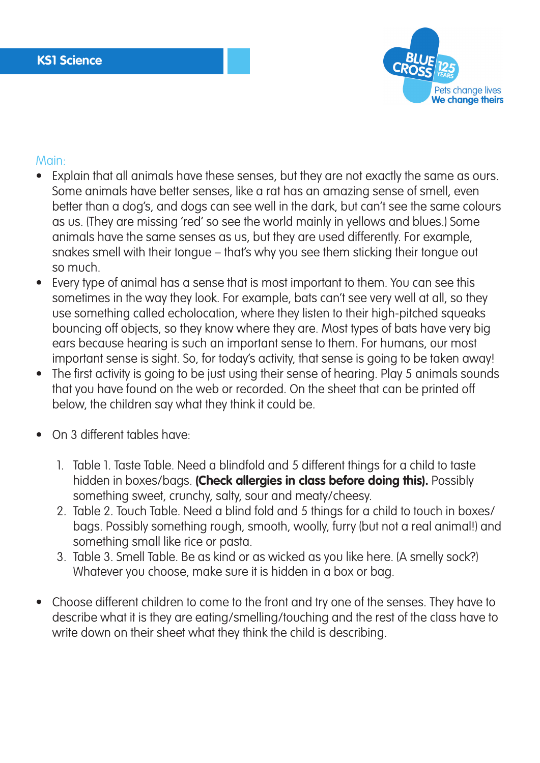Main:

- Explain that all animals have these senses, but they are not exactly the same as ours. Some animals have better senses, like a rat has an amazing sense of smell, even better than a dog's, and dogs can see well in the dark, but can't see the same colours as us. (They are missing 'red' so see the world mainly in yellows and blues.) Some animals have the same senses as us, but they are used differently. For example, snakes smell with their tongue – that's why you see them sticking their tongue out so much.
- Every type of animal has a sense that is most important to them. You can see this sometimes in the way they look. For example, bats can't see very well at all, so they use something called echolocation, where they listen to their high-pitched squeaks bouncing off objects, so they know where they are. Most types of bats have very big ears because hearing is such an important sense to them. For humans, our most important sense is sight. So, for today's activity, that sense is going to be taken away!
- The first activity is going to be just using their sense of hearing. Play 5 animals sounds that you have found on the web or recorded. On the sheet that can be printed off below, the children say what they think it could be.

- On 3 different tables have:

  1. Table 1. Taste Table. Need a blindfold and 5 different things for a child to taste hidden in boxes/bags. **(Check allergies in class before doing this).** Possibly something sweet, crunchy, salty, sour and meaty/cheesy.
  2. Table 2. Touch Table. Need a blind fold and 5 things for a child to touch in boxes/bags. Possibly something rough, smooth, woolly, furry (but not a real animal!) and something small like rice or pasta.
  3. Table 3. Smell Table. Be as kind or as wicked as you like here. (A smelly sock?) Whatever you choose, make sure it is hidden in a box or bag.

- Choose different children to come to the front and try one of the senses. They have to describe what it is they are eating/smelling/touching and the rest of the class have to write down on their sheet what they think the child is describing.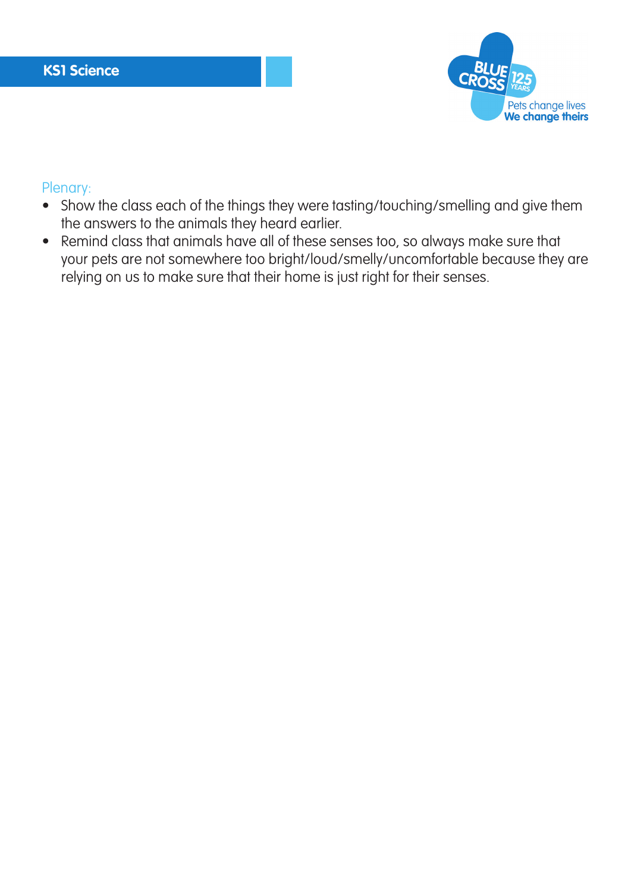Plenary:

- Show the class each of the things they were tasting/touching/smelling and give them the answers to the animals they heard earlier.
- Remind class that animals have all of these senses too, so always make sure that your pets are not somewhere too bright/loud/smelly/uncomfortable because they are relying on us to make sure that their home is just right for their senses.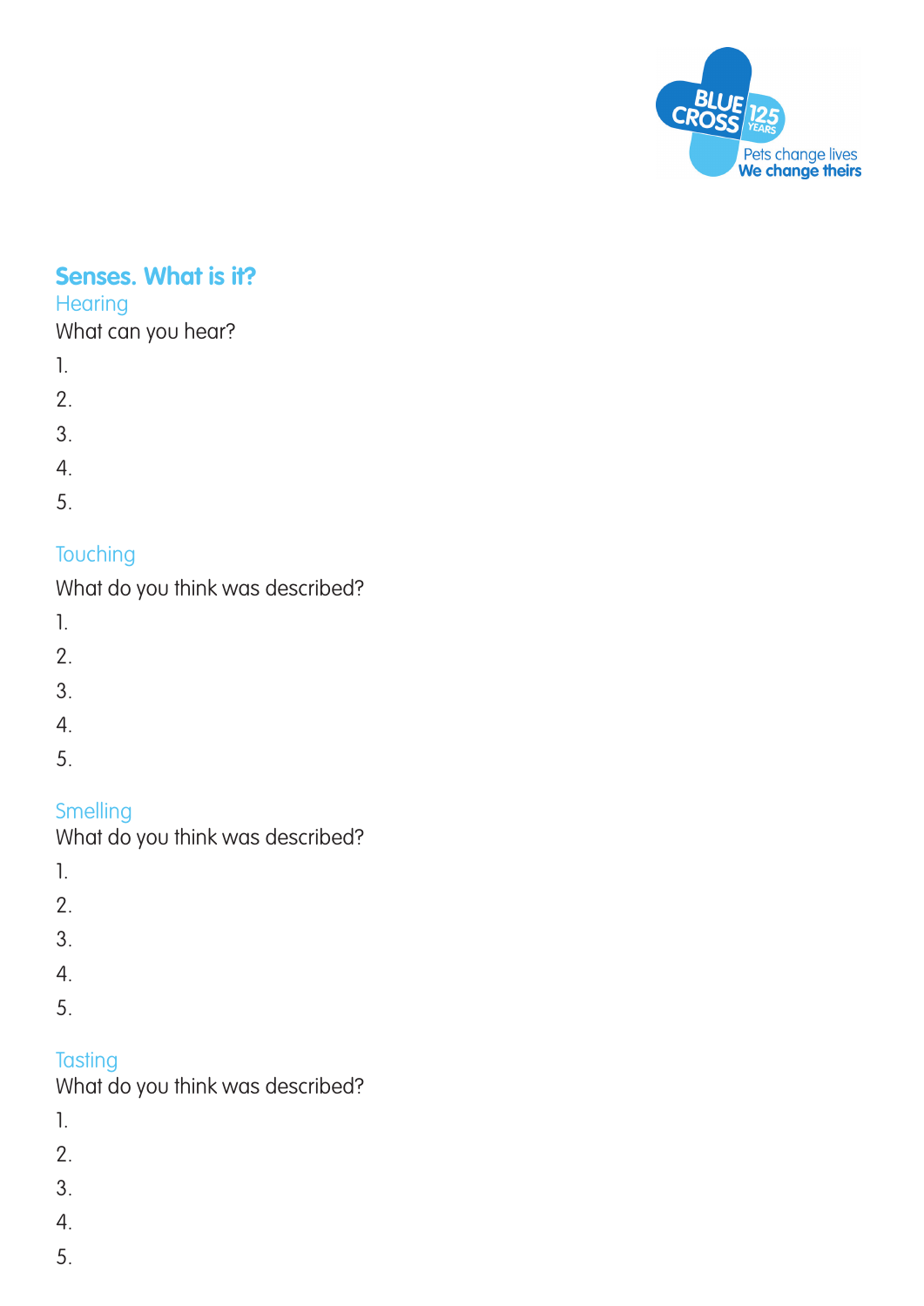## Senses. What is it?

### Hearing

What can you hear?

1.
2.
3.
4.
5.

### Touching

What do you think was described?

1.
2.
3.
4.
5.

### Smelling

What do you think was described?

1.
2.
3.
4.
5.

### Tasting

What do you think was described?

1.
2.
3.
4.
5.